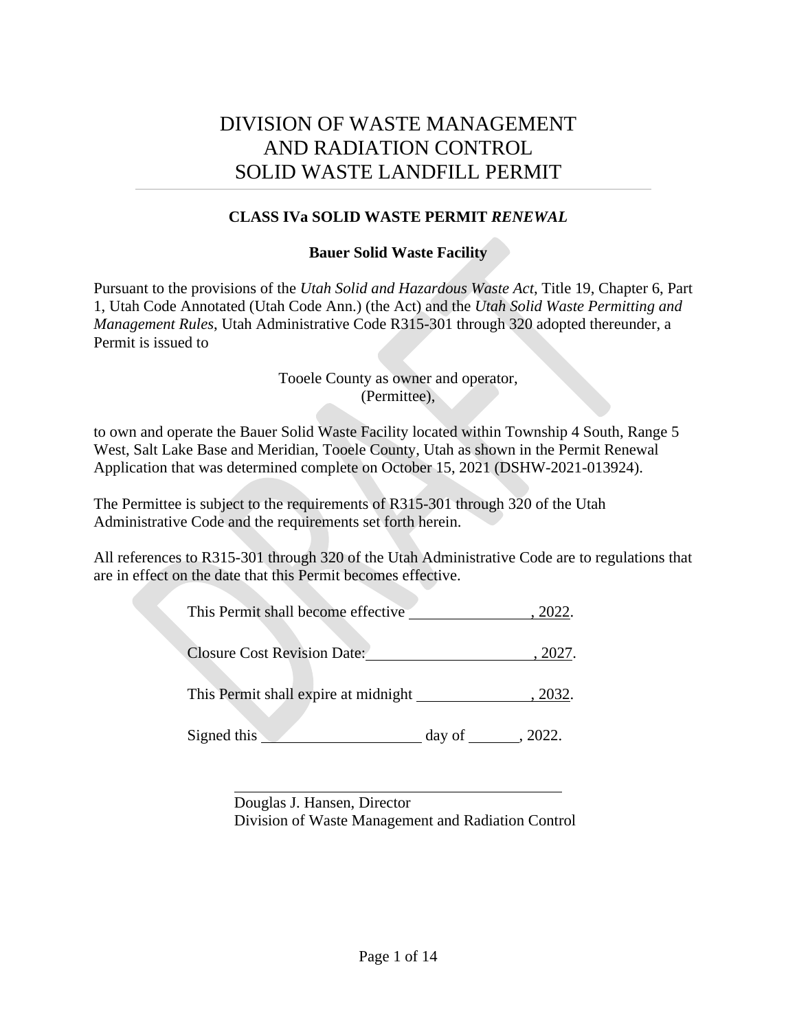# DIVISION OF WASTE MANAGEMENT AND RADIATION CONTROL SOLID WASTE LANDFILL PERMIT

**CLASS IVa SOLID WASTE PERMIT *RENEWAL***

**Bauer Solid Waste Facility**

Pursuant to the provisions of the *Utah Solid and Hazardous Waste Act*, Title 19, Chapter 6, Part 1, Utah Code Annotated (Utah Code Ann.) (the Act) and the *Utah Solid Waste Permitting and Management Rules*, Utah Administrative Code R315-301 through 320 adopted thereunder, a Permit is issued to

Tooele County as owner and operator,
(Permittee),

to own and operate the Bauer Solid Waste Facility located within Township 4 South, Range 5 West, Salt Lake Base and Meridian, Tooele County, Utah as shown in the Permit Renewal Application that was determined complete on October 15, 2021 (DSHW-2021-013924).

The Permittee is subject to the requirements of R315-301 through 320 of the Utah Administrative Code and the requirements set forth herein.

All references to R315-301 through 320 of the Utah Administrative Code are to regulations that are in effect on the date that this Permit becomes effective.

This Permit shall become effective _______________, 2022.

Closure Cost Revision Date: ____________________, 2027.

This Permit shall expire at midnight _______________, 2032.

Signed this ____________________ day of ______, 2022.

______________________________________
Douglas J. Hansen, Director
Division of Waste Management and Radiation Control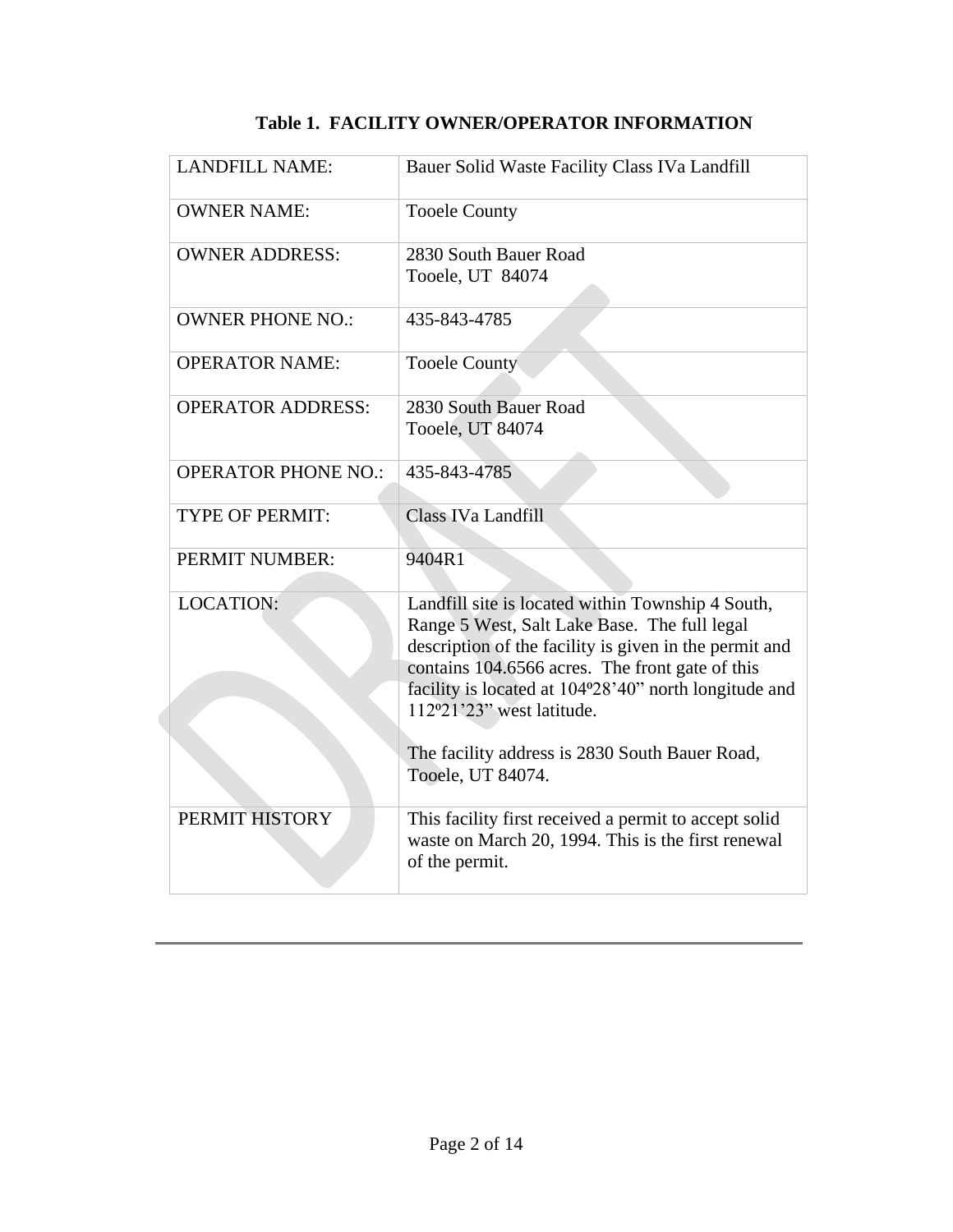**Table 1. FACILITY OWNER/OPERATOR INFORMATION**

| | |
|---|---|
| LANDFILL NAME: | Bauer Solid Waste Facility Class IVa Landfill |
| OWNER NAME: | Tooele County |
| OWNER ADDRESS: | 2830 South Bauer Road<br>Tooele, UT 84074 |
| OWNER PHONE NO.: | 435-843-4785 |
| OPERATOR NAME: | Tooele County |
| OPERATOR ADDRESS: | 2830 South Bauer Road<br>Tooele, UT 84074 |
| OPERATOR PHONE NO.: | 435-843-4785 |
| TYPE OF PERMIT: | Class IVa Landfill |
| PERMIT NUMBER: | 9404R1 |
| LOCATION: | Landfill site is located within Township 4 South, Range 5 West, Salt Lake Base. The full legal description of the facility is given in the permit and contains 104.6566 acres. The front gate of this facility is located at 104º28'40" north longitude and 112º21'23" west latitude.<br><br>The facility address is 2830 South Bauer Road, Tooele, UT 84074. |
| PERMIT HISTORY | This facility first received a permit to accept solid waste on March 20, 1994. This is the first renewal of the permit. |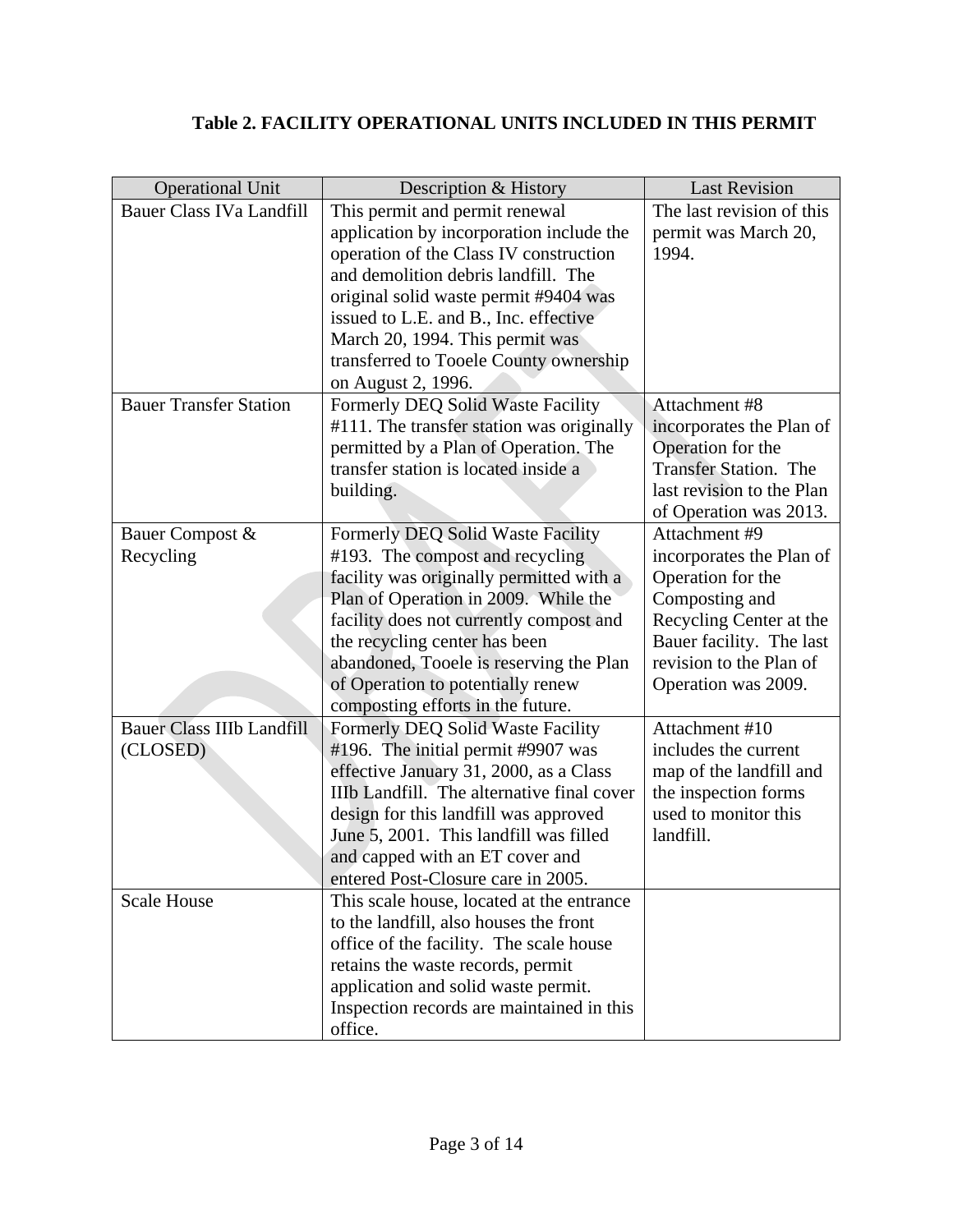**Table 2. FACILITY OPERATIONAL UNITS INCLUDED IN THIS PERMIT**

| Operational Unit | Description & History | Last Revision |
|---|---|---|
| Bauer Class IVa Landfill | This permit and permit renewal application by incorporation include the operation of the Class IV construction and demolition debris landfill. The original solid waste permit #9404 was issued to L.E. and B., Inc. effective March 20, 1994. This permit was transferred to Tooele County ownership on August 2, 1996. | The last revision of this permit was March 20, 1994. |
| Bauer Transfer Station | Formerly DEQ Solid Waste Facility #111. The transfer station was originally permitted by a Plan of Operation. The transfer station is located inside a building. | Attachment #8 incorporates the Plan of Operation for the Transfer Station. The last revision to the Plan of Operation was 2013. |
| Bauer Compost & Recycling | Formerly DEQ Solid Waste Facility #193. The compost and recycling facility was originally permitted with a Plan of Operation in 2009. While the facility does not currently compost and the recycling center has been abandoned, Tooele is reserving the Plan of Operation to potentially renew composting efforts in the future. | Attachment #9 incorporates the Plan of Operation for the Composting and Recycling Center at the Bauer facility. The last revision to the Plan of Operation was 2009. |
| Bauer Class IIIb Landfill (CLOSED) | Formerly DEQ Solid Waste Facility #196. The initial permit #9907 was effective January 31, 2000, as a Class IIIb Landfill. The alternative final cover design for this landfill was approved June 5, 2001. This landfill was filled and capped with an ET cover and entered Post-Closure care in 2005. | Attachment #10 includes the current map of the landfill and the inspection forms used to monitor this landfill. |
| Scale House | This scale house, located at the entrance to the landfill, also houses the front office of the facility. The scale house retains the waste records, permit application and solid waste permit. Inspection records are maintained in this office. | |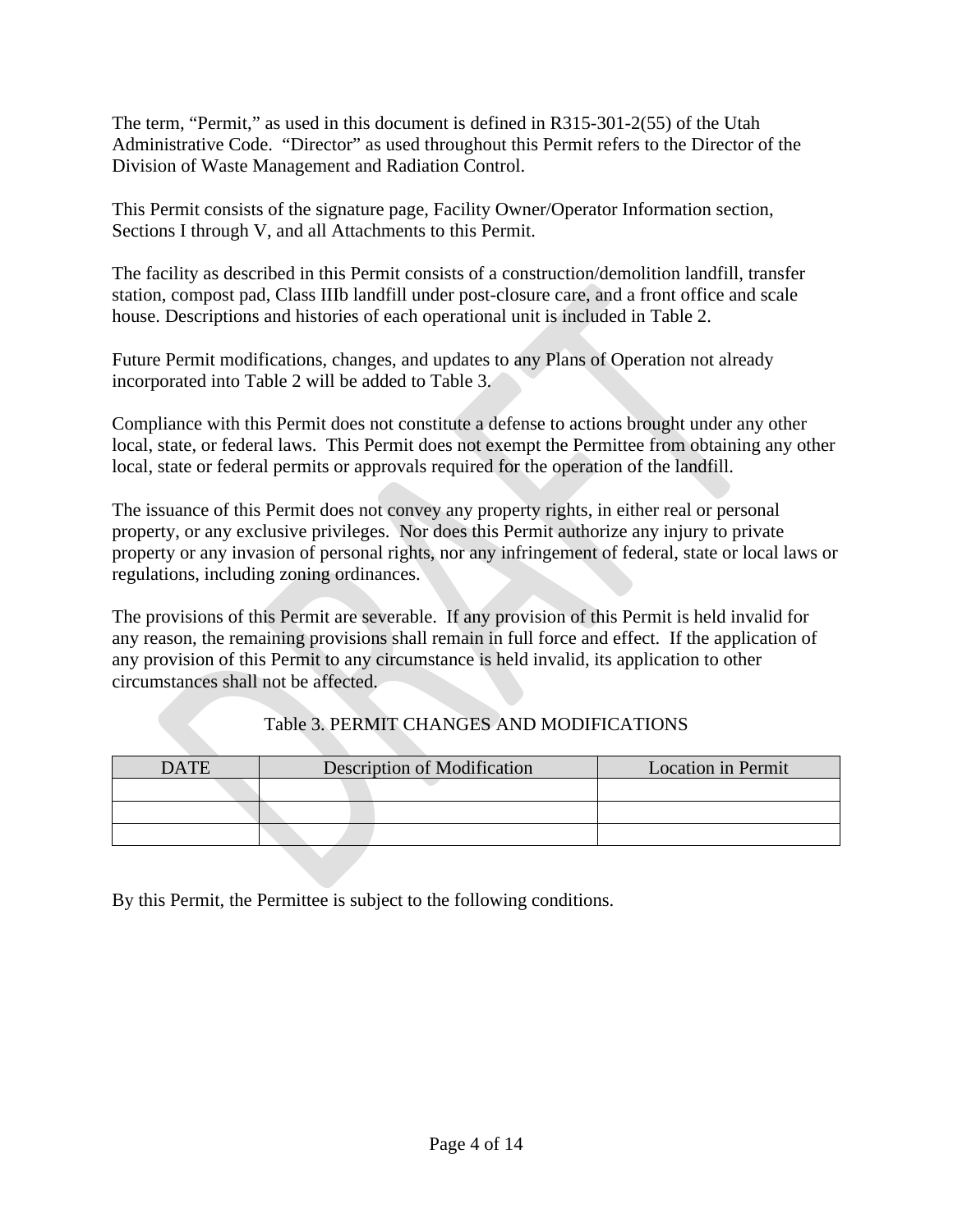The term, "Permit," as used in this document is defined in R315-301-2(55) of the Utah Administrative Code. "Director" as used throughout this Permit refers to the Director of the Division of Waste Management and Radiation Control.

This Permit consists of the signature page, Facility Owner/Operator Information section, Sections I through V, and all Attachments to this Permit.

The facility as described in this Permit consists of a construction/demolition landfill, transfer station, compost pad, Class IIIb landfill under post-closure care, and a front office and scale house. Descriptions and histories of each operational unit is included in Table 2.

Future Permit modifications, changes, and updates to any Plans of Operation not already incorporated into Table 2 will be added to Table 3.

Compliance with this Permit does not constitute a defense to actions brought under any other local, state, or federal laws. This Permit does not exempt the Permittee from obtaining any other local, state or federal permits or approvals required for the operation of the landfill.

The issuance of this Permit does not convey any property rights, in either real or personal property, or any exclusive privileges. Nor does this Permit authorize any injury to private property or any invasion of personal rights, nor any infringement of federal, state or local laws or regulations, including zoning ordinances.

The provisions of this Permit are severable. If any provision of this Permit is held invalid for any reason, the remaining provisions shall remain in full force and effect. If the application of any provision of this Permit to any circumstance is held invalid, its application to other circumstances shall not be affected.

Table 3. PERMIT CHANGES AND MODIFICATIONS

| DATE | Description of Modification | Location in Permit |
|---|---|---|
| | | |
| | | |
| | | |

By this Permit, the Permittee is subject to the following conditions.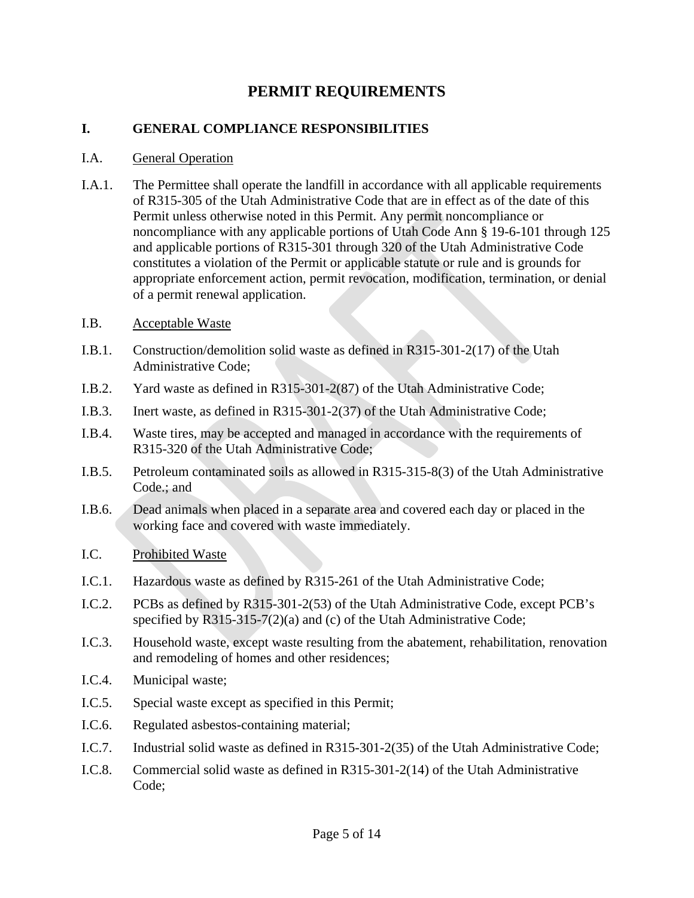# PERMIT REQUIREMENTS

## I. GENERAL COMPLIANCE RESPONSIBILITIES

I.A. General Operation

I.A.1. The Permittee shall operate the landfill in accordance with all applicable requirements of R315-305 of the Utah Administrative Code that are in effect as of the date of this Permit unless otherwise noted in this Permit. Any permit noncompliance or noncompliance with any applicable portions of Utah Code Ann § 19-6-101 through 125 and applicable portions of R315-301 through 320 of the Utah Administrative Code constitutes a violation of the Permit or applicable statute or rule and is grounds for appropriate enforcement action, permit revocation, modification, termination, or denial of a permit renewal application.

I.B. Acceptable Waste

I.B.1. Construction/demolition solid waste as defined in R315-301-2(17) of the Utah Administrative Code;

I.B.2. Yard waste as defined in R315-301-2(87) of the Utah Administrative Code;

I.B.3. Inert waste, as defined in R315-301-2(37) of the Utah Administrative Code;

I.B.4. Waste tires, may be accepted and managed in accordance with the requirements of R315-320 of the Utah Administrative Code;

I.B.5. Petroleum contaminated soils as allowed in R315-315-8(3) of the Utah Administrative Code.; and

I.B.6. Dead animals when placed in a separate area and covered each day or placed in the working face and covered with waste immediately.

I.C. Prohibited Waste

I.C.1. Hazardous waste as defined by R315-261 of the Utah Administrative Code;

I.C.2. PCBs as defined by R315-301-2(53) of the Utah Administrative Code, except PCB's specified by R315-315-7(2)(a) and (c) of the Utah Administrative Code;

I.C.3. Household waste, except waste resulting from the abatement, rehabilitation, renovation and remodeling of homes and other residences;

I.C.4. Municipal waste;

I.C.5. Special waste except as specified in this Permit;

I.C.6. Regulated asbestos-containing material;

I.C.7. Industrial solid waste as defined in R315-301-2(35) of the Utah Administrative Code;

I.C.8. Commercial solid waste as defined in R315-301-2(14) of the Utah Administrative Code;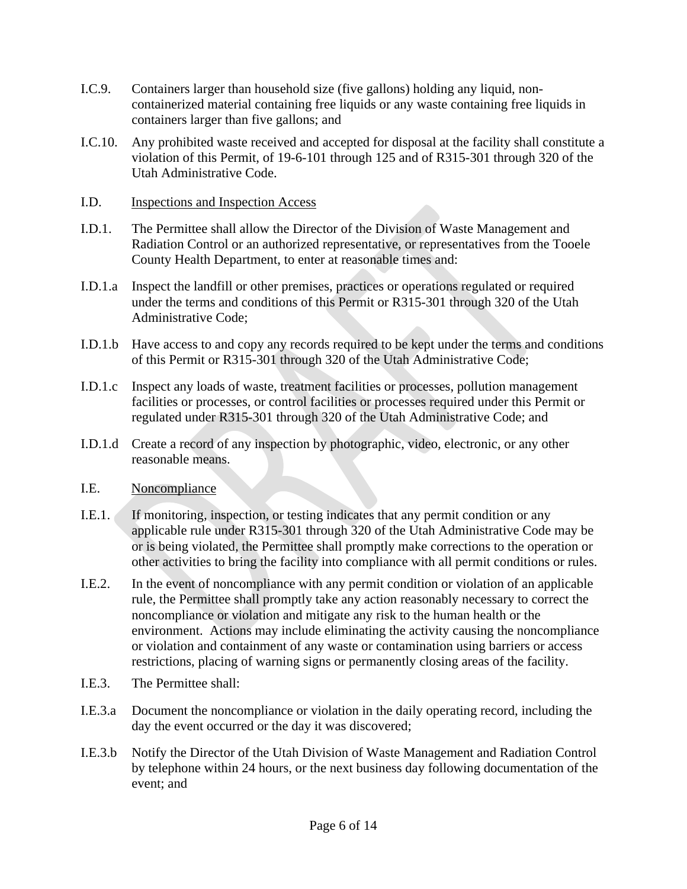I.C.9. Containers larger than household size (five gallons) holding any liquid, non-containerized material containing free liquids or any waste containing free liquids in containers larger than five gallons; and

I.C.10. Any prohibited waste received and accepted for disposal at the facility shall constitute a violation of this Permit, of 19-6-101 through 125 and of R315-301 through 320 of the Utah Administrative Code.

I.D. Inspections and Inspection Access

I.D.1. The Permittee shall allow the Director of the Division of Waste Management and Radiation Control or an authorized representative, or representatives from the Tooele County Health Department, to enter at reasonable times and:

I.D.1.a Inspect the landfill or other premises, practices or operations regulated or required under the terms and conditions of this Permit or R315-301 through 320 of the Utah Administrative Code;

I.D.1.b Have access to and copy any records required to be kept under the terms and conditions of this Permit or R315-301 through 320 of the Utah Administrative Code;

I.D.1.c Inspect any loads of waste, treatment facilities or processes, pollution management facilities or processes, or control facilities or processes required under this Permit or regulated under R315-301 through 320 of the Utah Administrative Code; and

I.D.1.d Create a record of any inspection by photographic, video, electronic, or any other reasonable means.

I.E. Noncompliance

I.E.1. If monitoring, inspection, or testing indicates that any permit condition or any applicable rule under R315-301 through 320 of the Utah Administrative Code may be or is being violated, the Permittee shall promptly make corrections to the operation or other activities to bring the facility into compliance with all permit conditions or rules.

I.E.2. In the event of noncompliance with any permit condition or violation of an applicable rule, the Permittee shall promptly take any action reasonably necessary to correct the noncompliance or violation and mitigate any risk to the human health or the environment. Actions may include eliminating the activity causing the noncompliance or violation and containment of any waste or contamination using barriers or access restrictions, placing of warning signs or permanently closing areas of the facility.

I.E.3. The Permittee shall:

I.E.3.a Document the noncompliance or violation in the daily operating record, including the day the event occurred or the day it was discovered;

I.E.3.b Notify the Director of the Utah Division of Waste Management and Radiation Control by telephone within 24 hours, or the next business day following documentation of the event; and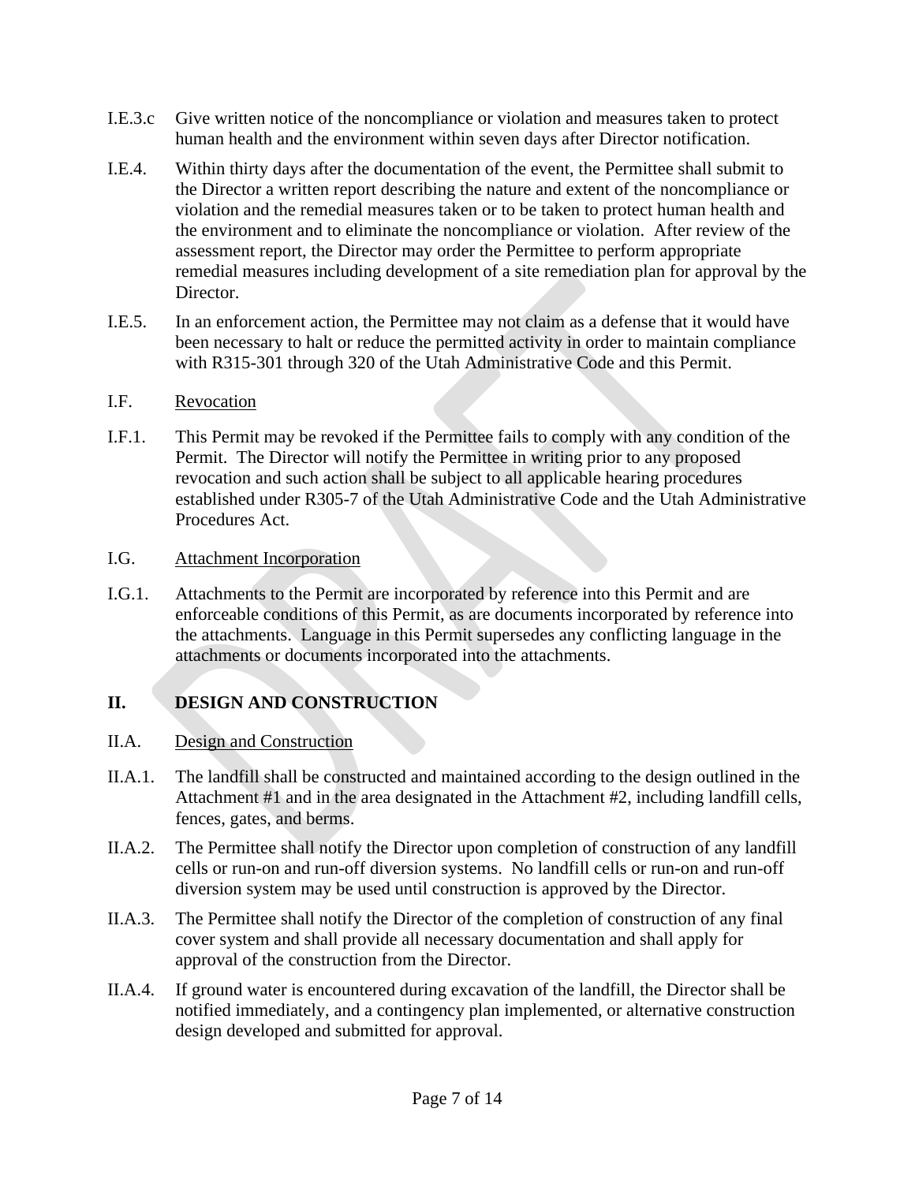I.E.3.c Give written notice of the noncompliance or violation and measures taken to protect human health and the environment within seven days after Director notification.

I.E.4. Within thirty days after the documentation of the event, the Permittee shall submit to the Director a written report describing the nature and extent of the noncompliance or violation and the remedial measures taken or to be taken to protect human health and the environment and to eliminate the noncompliance or violation. After review of the assessment report, the Director may order the Permittee to perform appropriate remedial measures including development of a site remediation plan for approval by the Director.

I.E.5. In an enforcement action, the Permittee may not claim as a defense that it would have been necessary to halt or reduce the permitted activity in order to maintain compliance with R315-301 through 320 of the Utah Administrative Code and this Permit.

I.F. Revocation

I.F.1. This Permit may be revoked if the Permittee fails to comply with any condition of the Permit. The Director will notify the Permittee in writing prior to any proposed revocation and such action shall be subject to all applicable hearing procedures established under R305-7 of the Utah Administrative Code and the Utah Administrative Procedures Act.

I.G. Attachment Incorporation

I.G.1. Attachments to the Permit are incorporated by reference into this Permit and are enforceable conditions of this Permit, as are documents incorporated by reference into the attachments. Language in this Permit supersedes any conflicting language in the attachments or documents incorporated into the attachments.

## II. DESIGN AND CONSTRUCTION

II.A. Design and Construction

II.A.1. The landfill shall be constructed and maintained according to the design outlined in the Attachment #1 and in the area designated in the Attachment #2, including landfill cells, fences, gates, and berms.

II.A.2. The Permittee shall notify the Director upon completion of construction of any landfill cells or run-on and run-off diversion systems. No landfill cells or run-on and run-off diversion system may be used until construction is approved by the Director.

II.A.3. The Permittee shall notify the Director of the completion of construction of any final cover system and shall provide all necessary documentation and shall apply for approval of the construction from the Director.

II.A.4. If ground water is encountered during excavation of the landfill, the Director shall be notified immediately, and a contingency plan implemented, or alternative construction design developed and submitted for approval.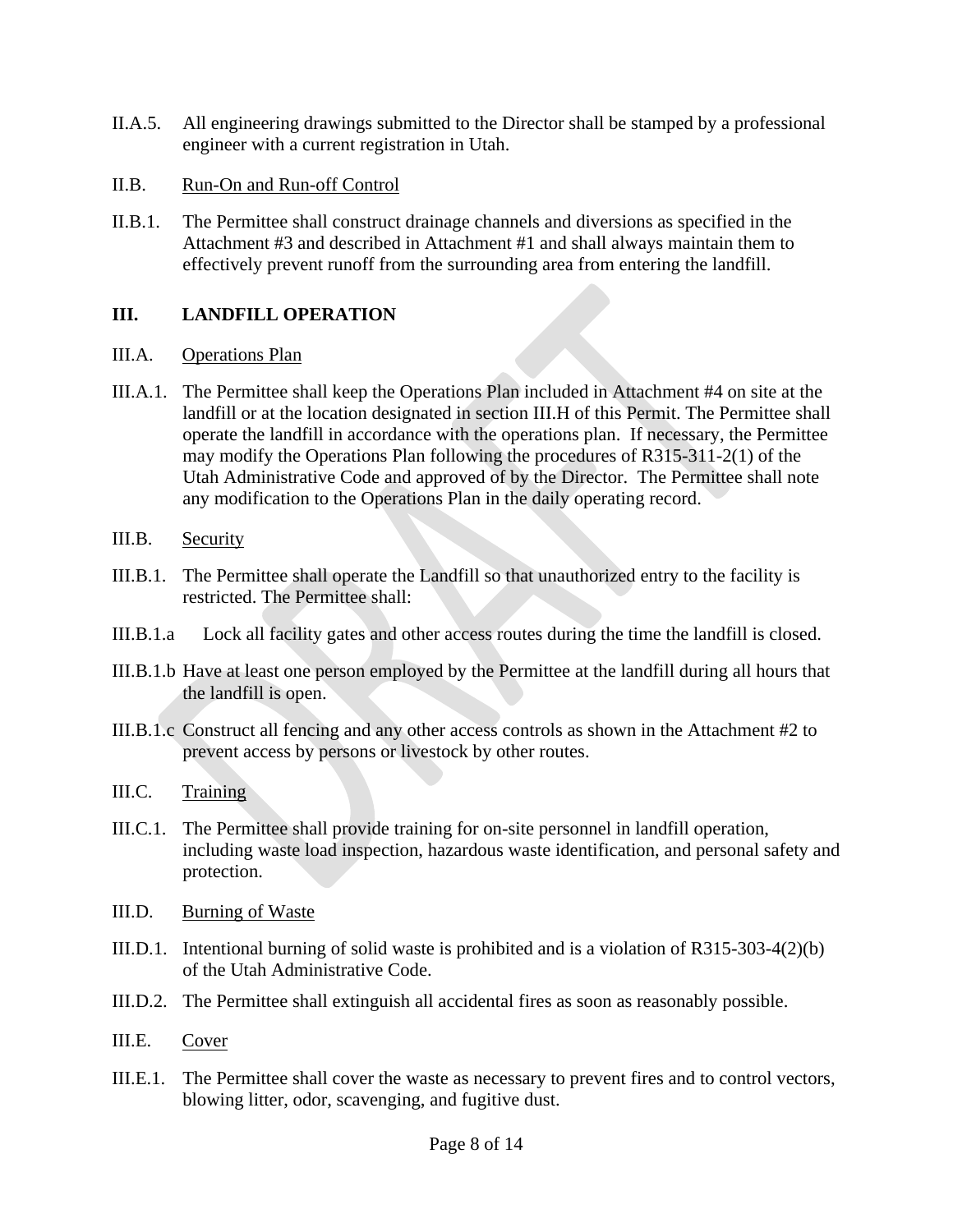II.A.5. All engineering drawings submitted to the Director shall be stamped by a professional engineer with a current registration in Utah.

II.B. Run-On and Run-off Control

II.B.1. The Permittee shall construct drainage channels and diversions as specified in the Attachment #3 and described in Attachment #1 and shall always maintain them to effectively prevent runoff from the surrounding area from entering the landfill.

## III. LANDFILL OPERATION

III.A. Operations Plan

III.A.1. The Permittee shall keep the Operations Plan included in Attachment #4 on site at the landfill or at the location designated in section III.H of this Permit. The Permittee shall operate the landfill in accordance with the operations plan. If necessary, the Permittee may modify the Operations Plan following the procedures of R315-311-2(1) of the Utah Administrative Code and approved of by the Director. The Permittee shall note any modification to the Operations Plan in the daily operating record.

III.B. Security

III.B.1. The Permittee shall operate the Landfill so that unauthorized entry to the facility is restricted. The Permittee shall:

III.B.1.a Lock all facility gates and other access routes during the time the landfill is closed.

III.B.1.b Have at least one person employed by the Permittee at the landfill during all hours that the landfill is open.

III.B.1.c Construct all fencing and any other access controls as shown in the Attachment #2 to prevent access by persons or livestock by other routes.

III.C. Training

III.C.1. The Permittee shall provide training for on-site personnel in landfill operation, including waste load inspection, hazardous waste identification, and personal safety and protection.

III.D. Burning of Waste

III.D.1. Intentional burning of solid waste is prohibited and is a violation of R315-303-4(2)(b) of the Utah Administrative Code.

III.D.2. The Permittee shall extinguish all accidental fires as soon as reasonably possible.

III.E. Cover

III.E.1. The Permittee shall cover the waste as necessary to prevent fires and to control vectors, blowing litter, odor, scavenging, and fugitive dust.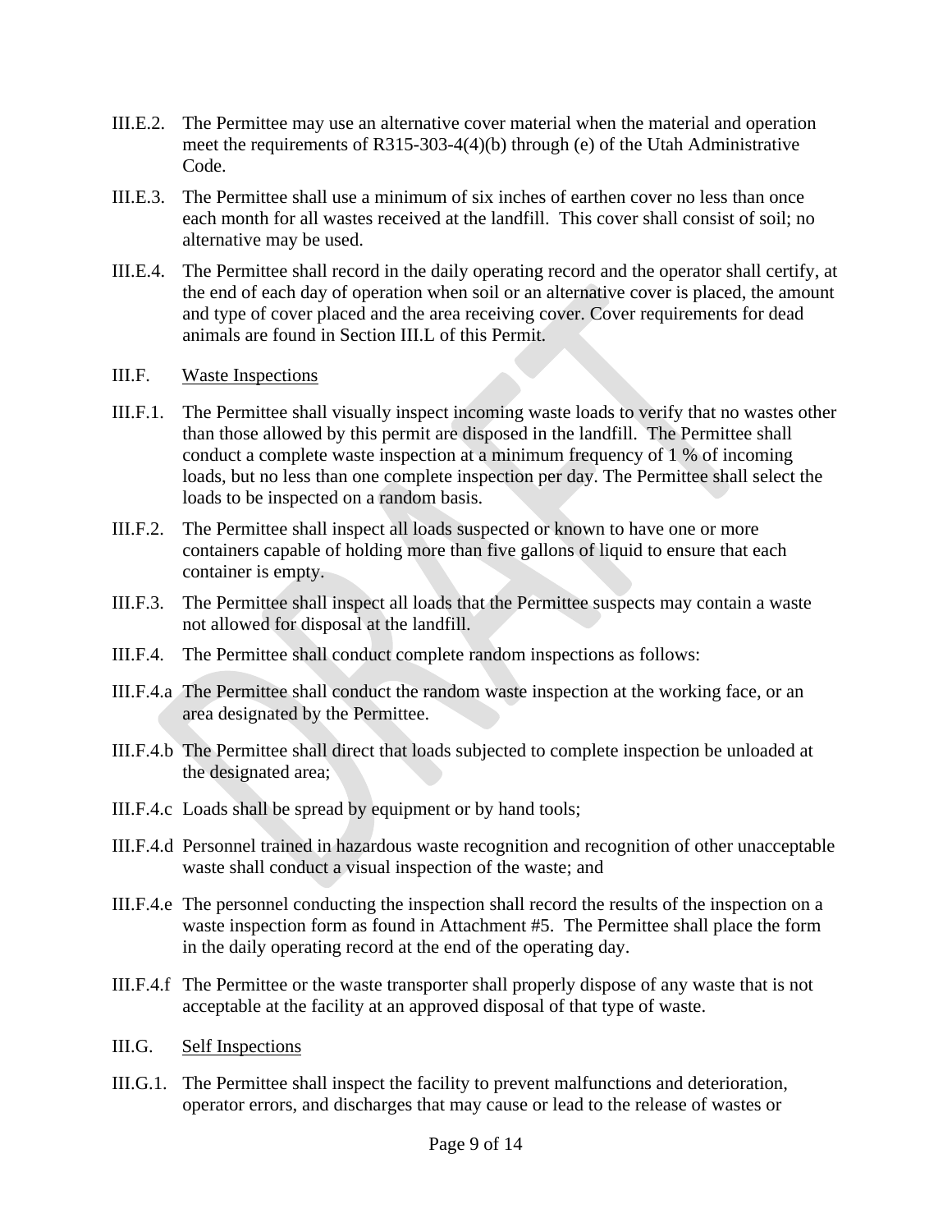III.E.2. The Permittee may use an alternative cover material when the material and operation meet the requirements of R315-303-4(4)(b) through (e) of the Utah Administrative Code.

III.E.3. The Permittee shall use a minimum of six inches of earthen cover no less than once each month for all wastes received at the landfill. This cover shall consist of soil; no alternative may be used.

III.E.4. The Permittee shall record in the daily operating record and the operator shall certify, at the end of each day of operation when soil or an alternative cover is placed, the amount and type of cover placed and the area receiving cover. Cover requirements for dead animals are found in Section III.L of this Permit.

III.F. Waste Inspections

III.F.1. The Permittee shall visually inspect incoming waste loads to verify that no wastes other than those allowed by this permit are disposed in the landfill. The Permittee shall conduct a complete waste inspection at a minimum frequency of 1 % of incoming loads, but no less than one complete inspection per day. The Permittee shall select the loads to be inspected on a random basis.

III.F.2. The Permittee shall inspect all loads suspected or known to have one or more containers capable of holding more than five gallons of liquid to ensure that each container is empty.

III.F.3. The Permittee shall inspect all loads that the Permittee suspects may contain a waste not allowed for disposal at the landfill.

III.F.4. The Permittee shall conduct complete random inspections as follows:

III.F.4.a The Permittee shall conduct the random waste inspection at the working face, or an area designated by the Permittee.

III.F.4.b The Permittee shall direct that loads subjected to complete inspection be unloaded at the designated area;

III.F.4.c Loads shall be spread by equipment or by hand tools;

III.F.4.d Personnel trained in hazardous waste recognition and recognition of other unacceptable waste shall conduct a visual inspection of the waste; and

III.F.4.e The personnel conducting the inspection shall record the results of the inspection on a waste inspection form as found in Attachment #5. The Permittee shall place the form in the daily operating record at the end of the operating day.

III.F.4.f The Permittee or the waste transporter shall properly dispose of any waste that is not acceptable at the facility at an approved disposal of that type of waste.

III.G. Self Inspections

III.G.1. The Permittee shall inspect the facility to prevent malfunctions and deterioration, operator errors, and discharges that may cause or lead to the release of wastes or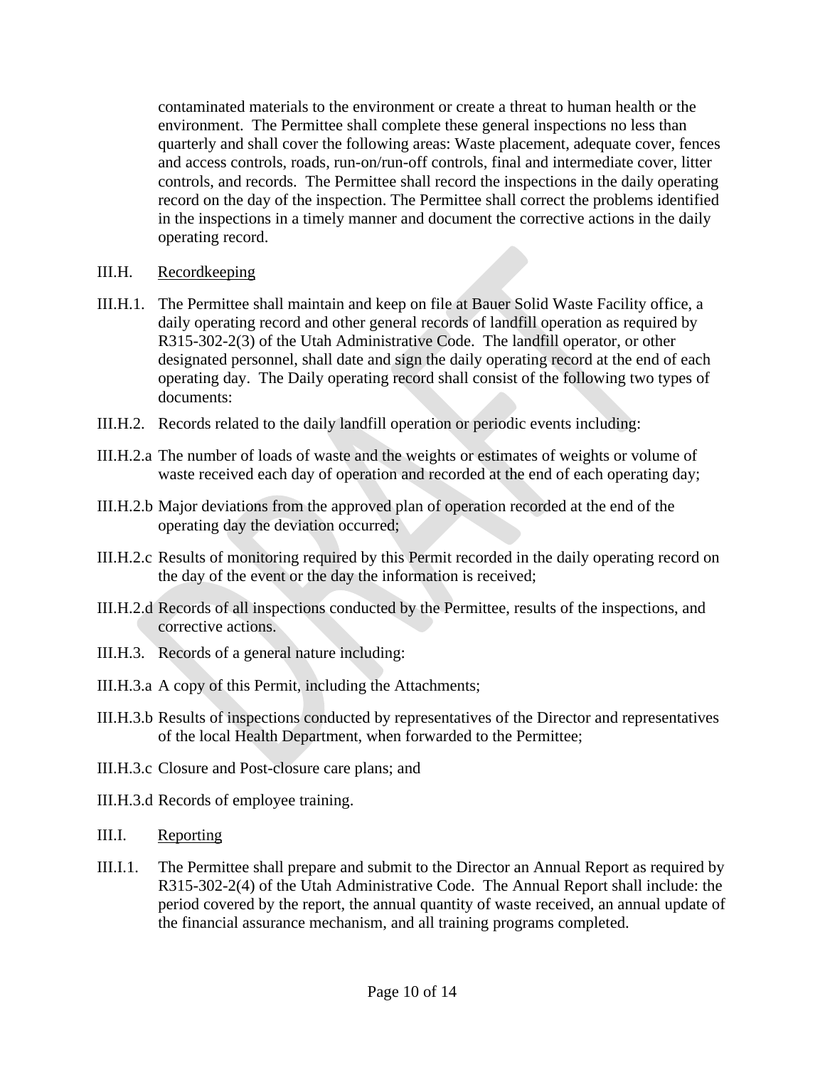contaminated materials to the environment or create a threat to human health or the environment. The Permittee shall complete these general inspections no less than quarterly and shall cover the following areas: Waste placement, adequate cover, fences and access controls, roads, run-on/run-off controls, final and intermediate cover, litter controls, and records. The Permittee shall record the inspections in the daily operating record on the day of the inspection. The Permittee shall correct the problems identified in the inspections in a timely manner and document the corrective actions in the daily operating record.

III.H. Recordkeeping

III.H.1. The Permittee shall maintain and keep on file at Bauer Solid Waste Facility office, a daily operating record and other general records of landfill operation as required by R315-302-2(3) of the Utah Administrative Code. The landfill operator, or other designated personnel, shall date and sign the daily operating record at the end of each operating day. The Daily operating record shall consist of the following two types of documents:

III.H.2. Records related to the daily landfill operation or periodic events including:

III.H.2.a The number of loads of waste and the weights or estimates of weights or volume of waste received each day of operation and recorded at the end of each operating day;

III.H.2.b Major deviations from the approved plan of operation recorded at the end of the operating day the deviation occurred;

III.H.2.c Results of monitoring required by this Permit recorded in the daily operating record on the day of the event or the day the information is received;

III.H.2.d Records of all inspections conducted by the Permittee, results of the inspections, and corrective actions.

III.H.3. Records of a general nature including:

III.H.3.a A copy of this Permit, including the Attachments;

III.H.3.b Results of inspections conducted by representatives of the Director and representatives of the local Health Department, when forwarded to the Permittee;

III.H.3.c Closure and Post-closure care plans; and

III.H.3.d Records of employee training.

III.I. Reporting

III.I.1. The Permittee shall prepare and submit to the Director an Annual Report as required by R315-302-2(4) of the Utah Administrative Code. The Annual Report shall include: the period covered by the report, the annual quantity of waste received, an annual update of the financial assurance mechanism, and all training programs completed.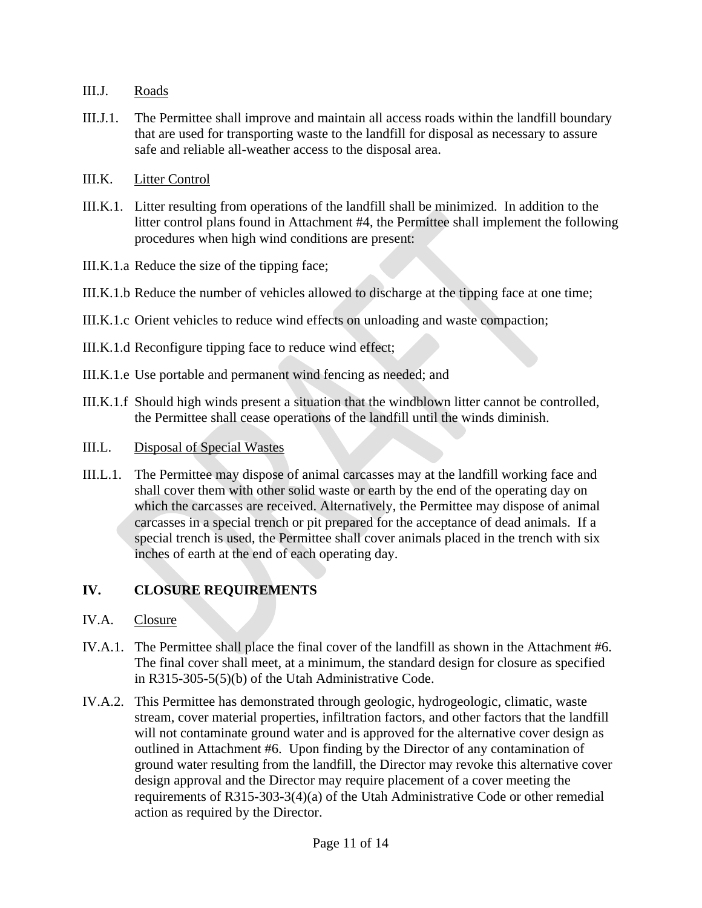III.J. Roads

III.J.1. The Permittee shall improve and maintain all access roads within the landfill boundary that are used for transporting waste to the landfill for disposal as necessary to assure safe and reliable all-weather access to the disposal area.

III.K. Litter Control

III.K.1. Litter resulting from operations of the landfill shall be minimized. In addition to the litter control plans found in Attachment #4, the Permittee shall implement the following procedures when high wind conditions are present:

III.K.1.a Reduce the size of the tipping face;

III.K.1.b Reduce the number of vehicles allowed to discharge at the tipping face at one time;

III.K.1.c Orient vehicles to reduce wind effects on unloading and waste compaction;

III.K.1.d Reconfigure tipping face to reduce wind effect;

III.K.1.e Use portable and permanent wind fencing as needed; and

III.K.1.f Should high winds present a situation that the windblown litter cannot be controlled, the Permittee shall cease operations of the landfill until the winds diminish.

III.L. Disposal of Special Wastes

III.L.1. The Permittee may dispose of animal carcasses may at the landfill working face and shall cover them with other solid waste or earth by the end of the operating day on which the carcasses are received. Alternatively, the Permittee may dispose of animal carcasses in a special trench or pit prepared for the acceptance of dead animals. If a special trench is used, the Permittee shall cover animals placed in the trench with six inches of earth at the end of each operating day.

## IV. CLOSURE REQUIREMENTS

IV.A. Closure

IV.A.1. The Permittee shall place the final cover of the landfill as shown in the Attachment #6. The final cover shall meet, at a minimum, the standard design for closure as specified in R315-305-5(5)(b) of the Utah Administrative Code.

IV.A.2. This Permittee has demonstrated through geologic, hydrogeologic, climatic, waste stream, cover material properties, infiltration factors, and other factors that the landfill will not contaminate ground water and is approved for the alternative cover design as outlined in Attachment #6. Upon finding by the Director of any contamination of ground water resulting from the landfill, the Director may revoke this alternative cover design approval and the Director may require placement of a cover meeting the requirements of R315-303-3(4)(a) of the Utah Administrative Code or other remedial action as required by the Director.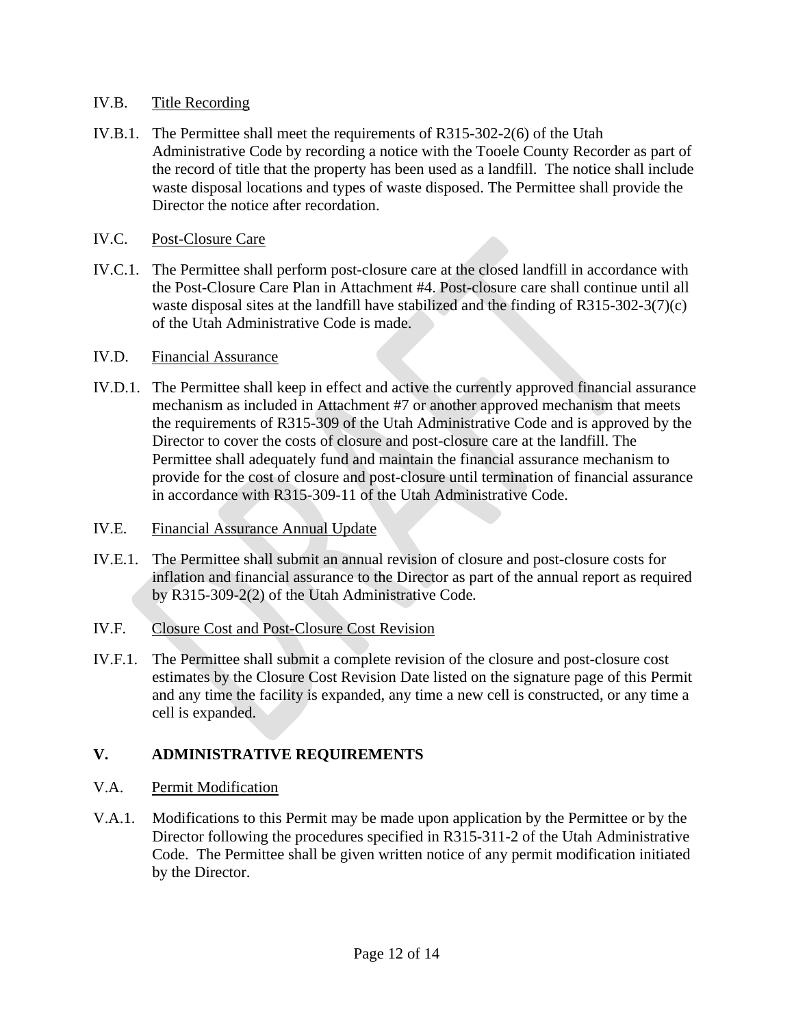IV.B. Title Recording

IV.B.1. The Permittee shall meet the requirements of R315-302-2(6) of the Utah Administrative Code by recording a notice with the Tooele County Recorder as part of the record of title that the property has been used as a landfill. The notice shall include waste disposal locations and types of waste disposed. The Permittee shall provide the Director the notice after recordation.

IV.C. Post-Closure Care

IV.C.1. The Permittee shall perform post-closure care at the closed landfill in accordance with the Post-Closure Care Plan in Attachment #4. Post-closure care shall continue until all waste disposal sites at the landfill have stabilized and the finding of R315-302-3(7)(c) of the Utah Administrative Code is made.

IV.D. Financial Assurance

IV.D.1. The Permittee shall keep in effect and active the currently approved financial assurance mechanism as included in Attachment #7 or another approved mechanism that meets the requirements of R315-309 of the Utah Administrative Code and is approved by the Director to cover the costs of closure and post-closure care at the landfill. The Permittee shall adequately fund and maintain the financial assurance mechanism to provide for the cost of closure and post-closure until termination of financial assurance in accordance with R315-309-11 of the Utah Administrative Code.

IV.E. Financial Assurance Annual Update

IV.E.1. The Permittee shall submit an annual revision of closure and post-closure costs for inflation and financial assurance to the Director as part of the annual report as required by R315-309-2(2) of the Utah Administrative Code.

IV.F. Closure Cost and Post-Closure Cost Revision

IV.F.1. The Permittee shall submit a complete revision of the closure and post-closure cost estimates by the Closure Cost Revision Date listed on the signature page of this Permit and any time the facility is expanded, any time a new cell is constructed, or any time a cell is expanded.

## V. ADMINISTRATIVE REQUIREMENTS

V.A. Permit Modification

V.A.1. Modifications to this Permit may be made upon application by the Permittee or by the Director following the procedures specified in R315-311-2 of the Utah Administrative Code. The Permittee shall be given written notice of any permit modification initiated by the Director.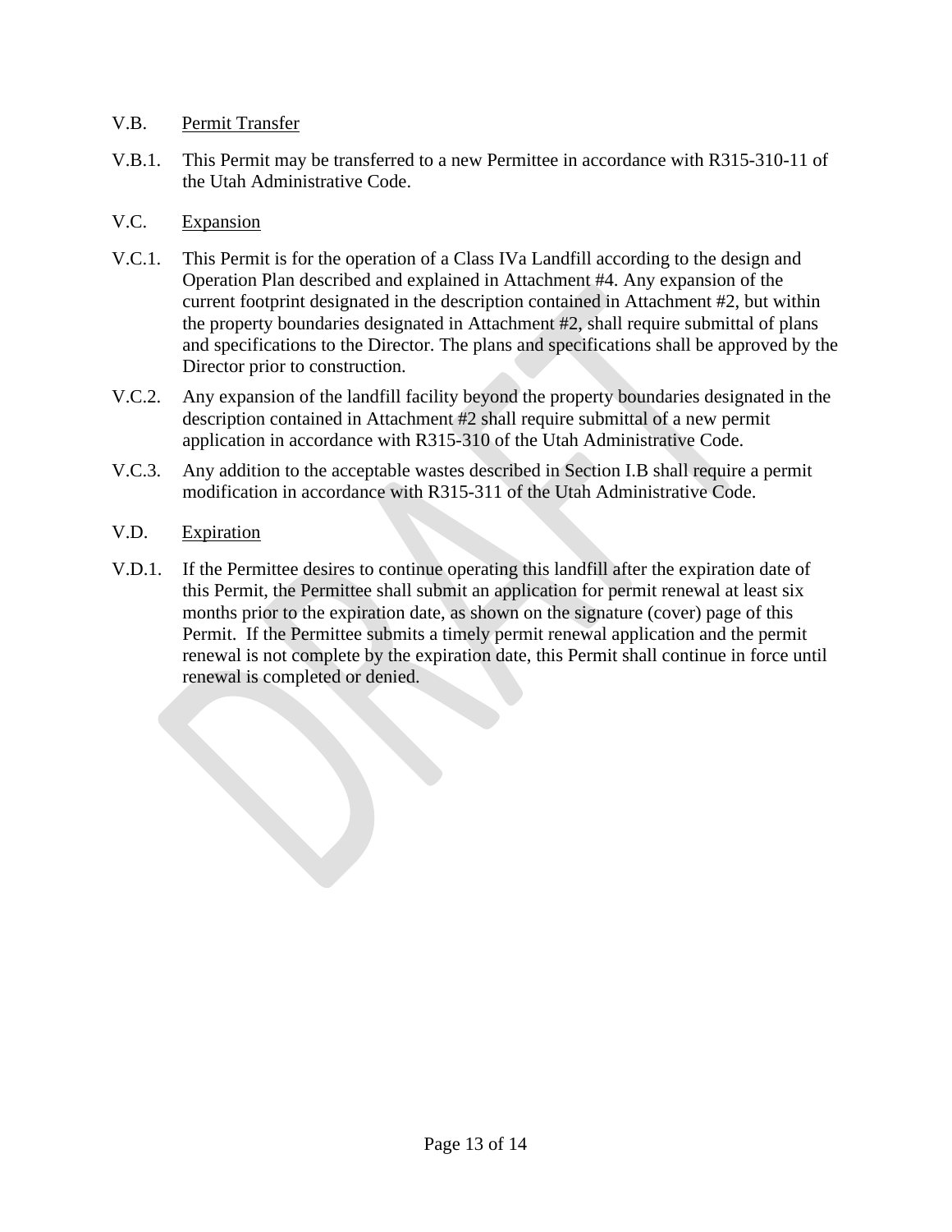V.B. Permit Transfer

V.B.1. This Permit may be transferred to a new Permittee in accordance with R315-310-11 of the Utah Administrative Code.

V.C. Expansion

V.C.1. This Permit is for the operation of a Class IVa Landfill according to the design and Operation Plan described and explained in Attachment #4. Any expansion of the current footprint designated in the description contained in Attachment #2, but within the property boundaries designated in Attachment #2, shall require submittal of plans and specifications to the Director. The plans and specifications shall be approved by the Director prior to construction.

V.C.2. Any expansion of the landfill facility beyond the property boundaries designated in the description contained in Attachment #2 shall require submittal of a new permit application in accordance with R315-310 of the Utah Administrative Code.

V.C.3. Any addition to the acceptable wastes described in Section I.B shall require a permit modification in accordance with R315-311 of the Utah Administrative Code.

V.D. Expiration

V.D.1. If the Permittee desires to continue operating this landfill after the expiration date of this Permit, the Permittee shall submit an application for permit renewal at least six months prior to the expiration date, as shown on the signature (cover) page of this Permit. If the Permittee submits a timely permit renewal application and the permit renewal is not complete by the expiration date, this Permit shall continue in force until renewal is completed or denied.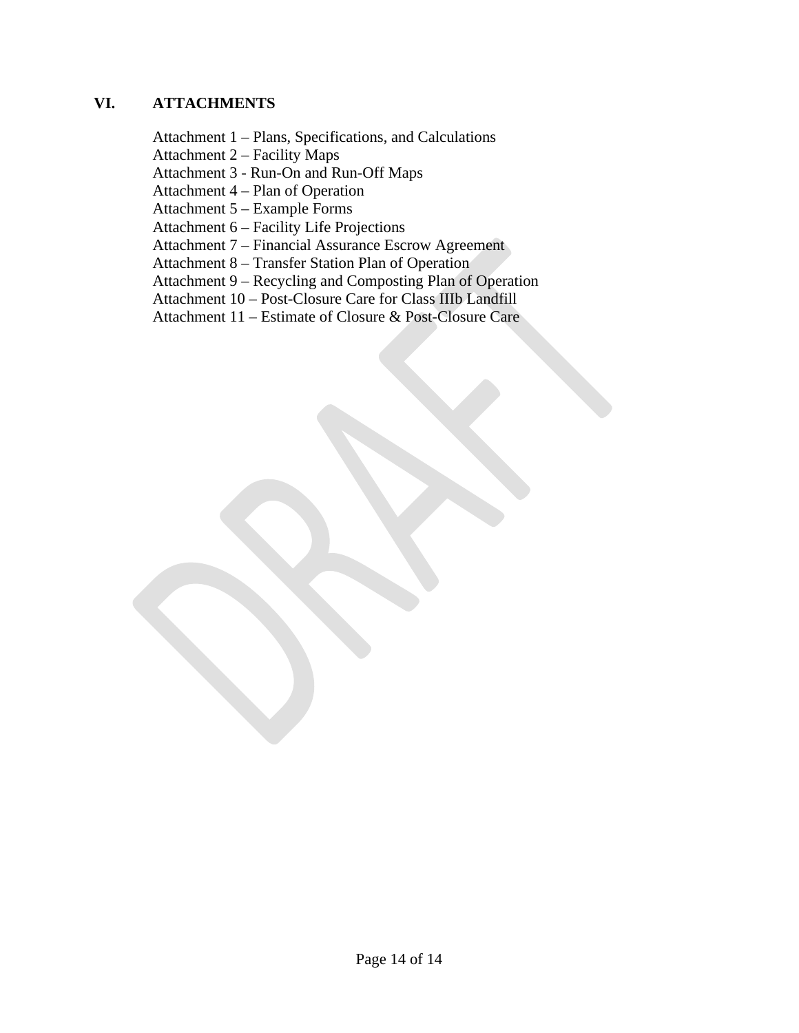## VI. ATTACHMENTS

Attachment 1 – Plans, Specifications, and Calculations
Attachment 2 – Facility Maps
Attachment 3 - Run-On and Run-Off Maps
Attachment 4 – Plan of Operation
Attachment 5 – Example Forms
Attachment 6 – Facility Life Projections
Attachment 7 – Financial Assurance Escrow Agreement
Attachment 8 – Transfer Station Plan of Operation
Attachment 9 – Recycling and Composting Plan of Operation
Attachment 10 – Post-Closure Care for Class IIIb Landfill
Attachment 11 – Estimate of Closure & Post-Closure Care